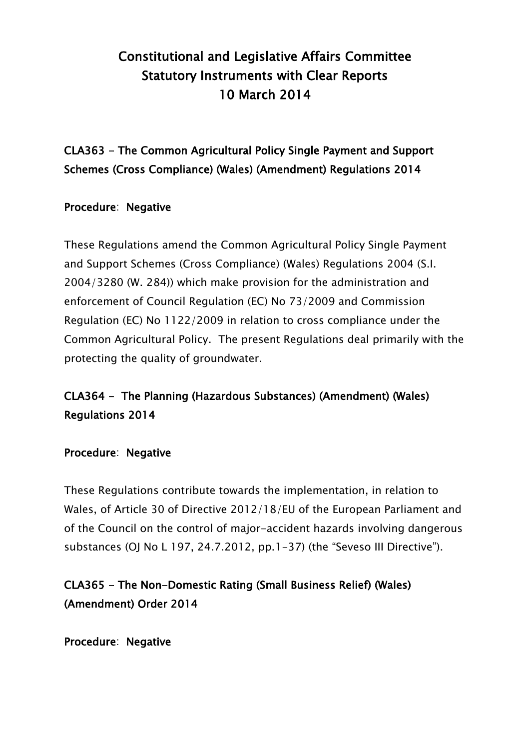# Constitutional and Legislative Affairs Committee
# Statutory Instruments with Clear Reports
# 10 March 2014

## CLA363 - The Common Agricultural Policy Single Payment and Support Schemes (Cross Compliance) (Wales) (Amendment) Regulations 2014

**Procedure**: **Negative**

These Regulations amend the Common Agricultural Policy Single Payment and Support Schemes (Cross Compliance) (Wales) Regulations 2004 (S.I. 2004/3280 (W. 284)) which make provision for the administration and enforcement of Council Regulation (EC) No 73/2009 and Commission Regulation (EC) No 1122/2009 in relation to cross compliance under the Common Agricultural Policy. The present Regulations deal primarily with the protecting the quality of groundwater.

## CLA364 - The Planning (Hazardous Substances) (Amendment) (Wales) Regulations 2014

**Procedure**: **Negative**

These Regulations contribute towards the implementation, in relation to Wales, of Article 30 of Directive 2012/18/EU of the European Parliament and of the Council on the control of major-accident hazards involving dangerous substances (OJ No L 197, 24.7.2012, pp.1-37) (the "Seveso III Directive").

## CLA365 - The Non-Domestic Rating (Small Business Relief) (Wales) (Amendment) Order 2014

**Procedure**: **Negative**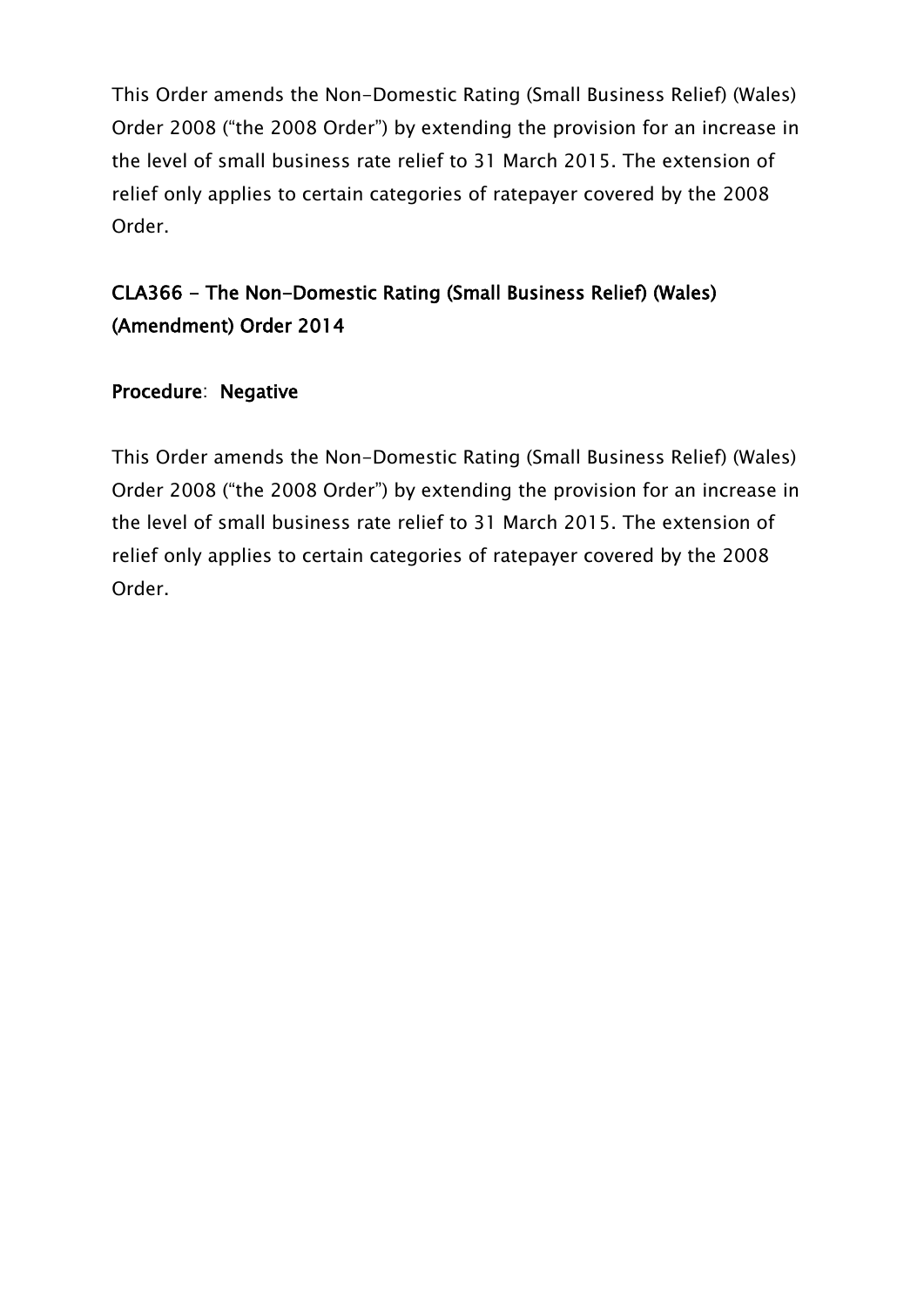This Order amends the Non-Domestic Rating (Small Business Relief) (Wales) Order 2008 ("the 2008 Order") by extending the provision for an increase in the level of small business rate relief to 31 March 2015. The extension of relief only applies to certain categories of ratepayer covered by the 2008 Order.

## CLA366 - The Non-Domestic Rating (Small Business Relief) (Wales) (Amendment) Order 2014

**Procedure**: **Negative**

This Order amends the Non-Domestic Rating (Small Business Relief) (Wales) Order 2008 ("the 2008 Order") by extending the provision for an increase in the level of small business rate relief to 31 March 2015. The extension of relief only applies to certain categories of ratepayer covered by the 2008 Order.